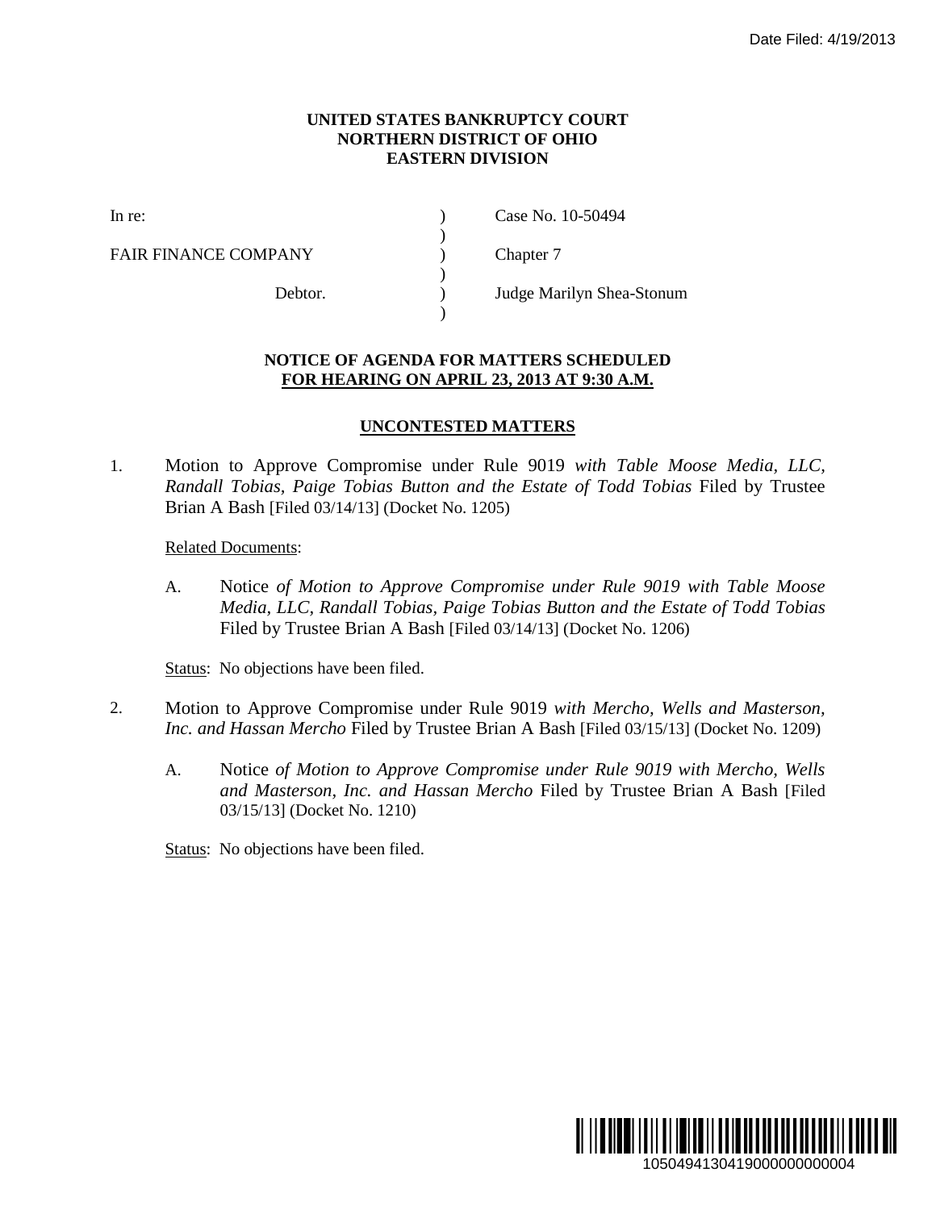Date Filed: 4/19/2013

**UNITED STATES BANKRUPTCY COURT**
**NORTHERN DISTRICT OF OHIO**
**EASTERN DIVISION**

| | | |
|---|---|---|
| In re: | ) | Case No. 10-50494 |
| | ) | |
| FAIR FINANCE COMPANY | ) | Chapter 7 |
| | ) | |
| Debtor. | ) | Judge Marilyn Shea-Stonum |
| | ) | |

**NOTICE OF AGENDA FOR MATTERS SCHEDULED**
**FOR HEARING ON APRIL 23, 2013 AT 9:30 A.M.**

**UNCONTESTED MATTERS**

1. Motion to Approve Compromise under Rule 9019 *with Table Moose Media, LLC, Randall Tobias, Paige Tobias Button and the Estate of Todd Tobias* Filed by Trustee Brian A Bash [Filed 03/14/13] (Docket No. 1205)

   Related Documents:

   A. Notice *of Motion to Approve Compromise under Rule 9019 with Table Moose Media, LLC, Randall Tobias, Paige Tobias Button and the Estate of Todd Tobias* Filed by Trustee Brian A Bash [Filed 03/14/13] (Docket No. 1206)

   Status: No objections have been filed.

2. Motion to Approve Compromise under Rule 9019 *with Mercho, Wells and Masterson, Inc. and Hassan Mercho* Filed by Trustee Brian A Bash [Filed 03/15/13] (Docket No. 1209)

   A. Notice *of Motion to Approve Compromise under Rule 9019 with Mercho, Wells and Masterson, Inc. and Hassan Mercho* Filed by Trustee Brian A Bash [Filed 03/15/13] (Docket No. 1210)

   Status: No objections have been filed.

1050494130419000000000004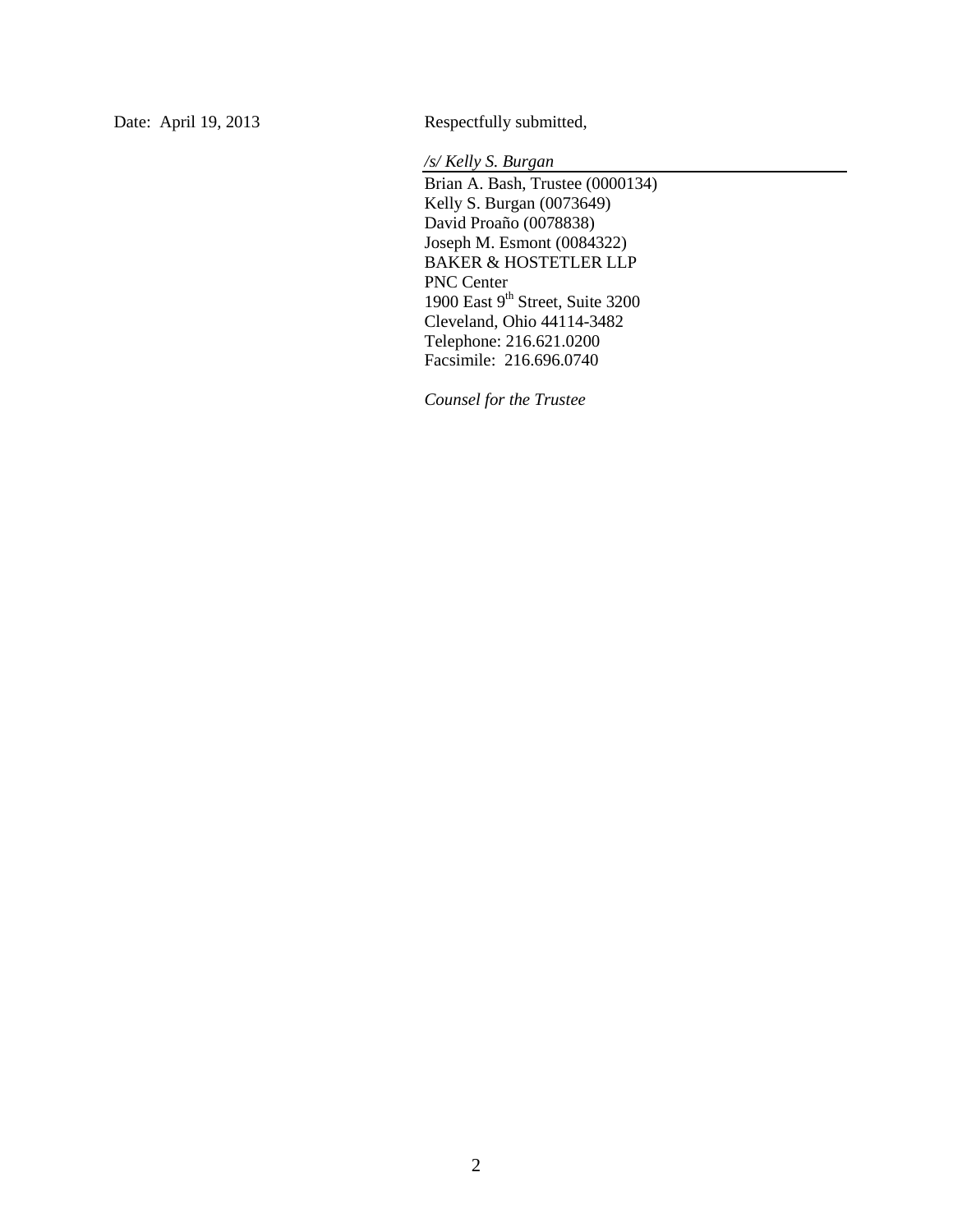Date: April 19, 2013

Respectfully submitted,

*/s/ Kelly S. Burgan*

Brian A. Bash, Trustee (0000134)
Kelly S. Burgan (0073649)
David Proaño (0078838)
Joseph M. Esmont (0084322)
BAKER & HOSTETLER LLP
PNC Center
1900 East 9th Street, Suite 3200
Cleveland, Ohio 44114-3482
Telephone: 216.621.0200
Facsimile: 216.696.0740

*Counsel for the Trustee*